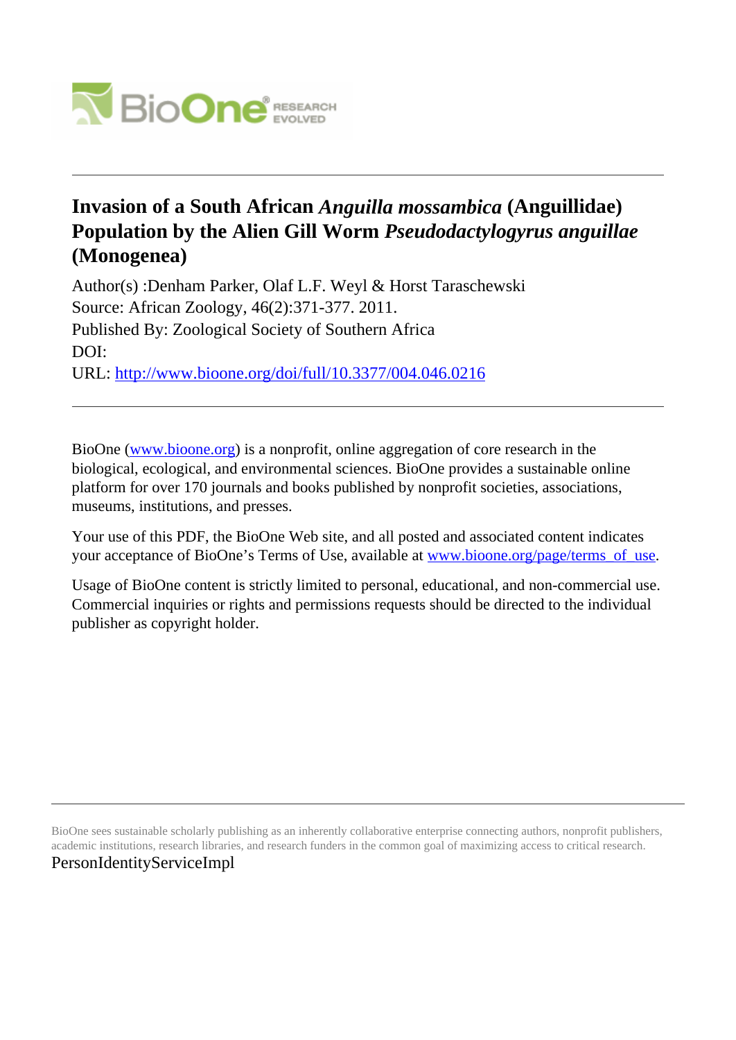# Invasion of a South African *Anguilla mossambica* (Anguillidae) Population by the Alien Gill Worm *Pseudodactylogyrus anguillae* (Monogenea)

Author(s) :Denham Parker, Olaf L.F. Weyl & Horst Taraschewski
Source: African Zoology, 46(2):371-377. 2011.
Published By: Zoological Society of Southern Africa
DOI:
URL: http://www.bioone.org/doi/full/10.3377/004.046.0216

---

BioOne (www.bioone.org) is a nonprofit, online aggregation of core research in the biological, ecological, and environmental sciences. BioOne provides a sustainable online platform for over 170 journals and books published by nonprofit societies, associations, museums, institutions, and presses.

Your use of this PDF, the BioOne Web site, and all posted and associated content indicates your acceptance of BioOne's Terms of Use, available at www.bioone.org/page/terms_of_use.

Usage of BioOne content is strictly limited to personal, educational, and non-commercial use. Commercial inquiries or rights and permissions requests should be directed to the individual publisher as copyright holder.

---

BioOne sees sustainable scholarly publishing as an inherently collaborative enterprise connecting authors, nonprofit publishers, academic institutions, research libraries, and research funders in the common goal of maximizing access to critical research.

PersonIdentityServiceImpl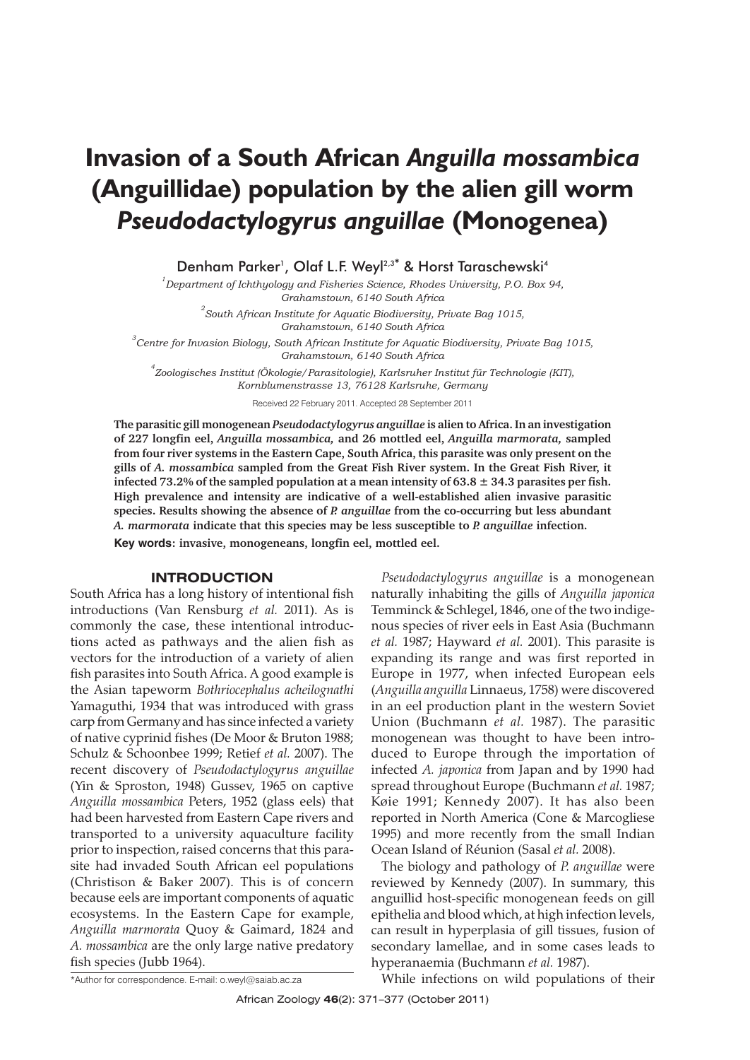# Invasion of a South African *Anguilla mossambica* (Anguillidae) population by the alien gill worm *Pseudodactylogyrus anguillae* (Monogenea)

Denham Parker[1], Olaf L.F. Weyl[2,3*] & Horst Taraschewski[4]

[1]*Department of Ichthyology and Fisheries Science, Rhodes University, P.O. Box 94, Grahamstown, 6140 South Africa*

[2]*South African Institute for Aquatic Biodiversity, Private Bag 1015, Grahamstown, 6140 South Africa*

[3]*Centre for Invasion Biology, South African Institute for Aquatic Biodiversity, Private Bag 1015, Grahamstown, 6140 South Africa*

[4]*Zoologisches Institut (Ökologie/Parasitologie), Karlsruher Institut für Technologie (KIT), Kornblumenstrasse 13, 76128 Karlsruhe, Germany*

Received 22 February 2011. Accepted 28 September 2011

**The parasitic gill monogenean *Pseudodactylogyrus anguillae* is alien to Africa. In an investigation of 227 longfin eel, *Anguilla mossambica,* and 26 mottled eel, *Anguilla marmorata,* sampled from four river systems in the Eastern Cape, South Africa, this parasite was only present on the gills of *A. mossambica* sampled from the Great Fish River system. In the Great Fish River, it infected 73.2% of the sampled population at a mean intensity of 63.8 ± 34.3 parasites per fish. High prevalence and intensity are indicative of a well-established alien invasive parasitic species. Results showing the absence of *P. anguillae* from the co-occurring but less abundant *A. marmorata* indicate that this species may be less susceptible to *P. anguillae* infection.**

**Key words: invasive, monogeneans, longfin eel, mottled eel.**

## INTRODUCTION

South Africa has a long history of intentional fish introductions (Van Rensburg *et al.* 2011). As is commonly the case, these intentional introductions acted as pathways and the alien fish as vectors for the introduction of a variety of alien fish parasites into South Africa. A good example is the Asian tapeworm *Bothriocephalus acheilognathi* Yamaguthi, 1934 that was introduced with grass carp from Germany and has since infected a variety of native cyprinid fishes (De Moor & Bruton 1988; Schulz & Schoonbee 1999; Retief *et al.* 2007). The recent discovery of *Pseudodactylogyrus anguillae* (Yin & Sproston, 1948) Gussev, 1965 on captive *Anguilla mossambica* Peters, 1952 (glass eels) that had been harvested from Eastern Cape rivers and transported to a university aquaculture facility prior to inspection, raised concerns that this parasite had invaded South African eel populations (Christison & Baker 2007). This is of concern because eels are important components of aquatic ecosystems. In the Eastern Cape for example, *Anguilla marmorata* Quoy & Gaimard, 1824 and *A. mossambica* are the only large native predatory fish species (Jubb 1964).

*Pseudodactylogyrus anguillae* is a monogenean naturally inhabiting the gills of *Anguilla japonica* Temminck & Schlegel, 1846, one of the two indigenous species of river eels in East Asia (Buchmann *et al.* 1987; Hayward *et al.* 2001). This parasite is expanding its range and was first reported in Europe in 1977, when infected European eels (*Anguilla anguilla* Linnaeus, 1758) were discovered in an eel production plant in the western Soviet Union (Buchmann *et al.* 1987). The parasitic monogenean was thought to have been introduced to Europe through the importation of infected *A. japonica* from Japan and by 1990 had spread throughout Europe (Buchmann *et al.* 1987; Køie 1991; Kennedy 2007). It has also been reported in North America (Cone & Marcogliese 1995) and more recently from the small Indian Ocean Island of Réunion (Sasal *et al.* 2008).

The biology and pathology of *P. anguillae* were reviewed by Kennedy (2007). In summary, this anguillid host-specific monogenean feeds on gill epithelia and blood which, at high infection levels, can result in hyperplasia of gill tissues, fusion of secondary lamellae, and in some cases leads to hyperanaemia (Buchmann *et al.* 1987).

While infections on wild populations of their

*Author for correspondence. E-mail: o.weyl@saiab.ac.za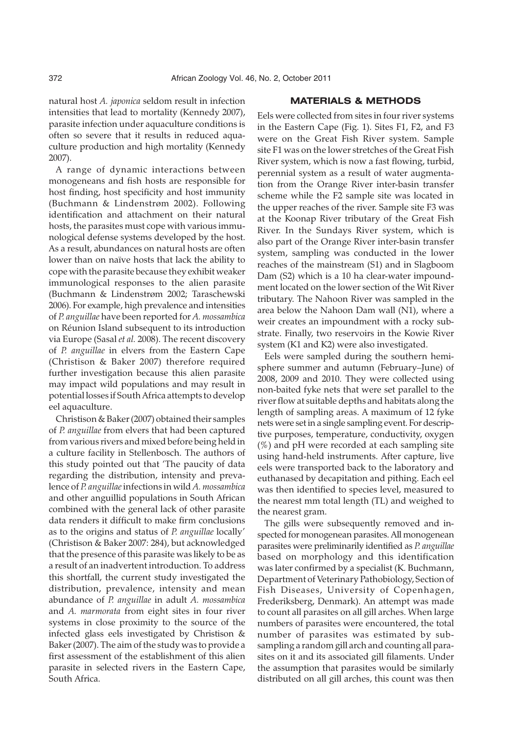natural host *A. japonica* seldom result in infection intensities that lead to mortality (Kennedy 2007), parasite infection under aquaculture conditions is often so severe that it results in reduced aquaculture production and high mortality (Kennedy 2007).

A range of dynamic interactions between monogeneans and fish hosts are responsible for host finding, host specificity and host immunity (Buchmann & Lindenstrøm 2002). Following identification and attachment on their natural hosts, the parasites must cope with various immunological defense systems developed by the host. As a result, abundances on natural hosts are often lower than on naïve hosts that lack the ability to cope with the parasite because they exhibit weaker immunological responses to the alien parasite (Buchmann & Lindenstrøm 2002; Taraschewski 2006). For example, high prevalence and intensities of *P. anguillae* have been reported for *A. mossambica* on Réunion Island subsequent to its introduction via Europe (Sasal *et al.* 2008). The recent discovery of *P. anguillae* in elvers from the Eastern Cape (Christison & Baker 2007) therefore required further investigation because this alien parasite may impact wild populations and may result in potential losses if South Africa attempts to develop eel aquaculture.

Christison & Baker (2007) obtained their samples of *P. anguillae* from elvers that had been captured from various rivers and mixed before being held in a culture facility in Stellenbosch. The authors of this study pointed out that 'The paucity of data regarding the distribution, intensity and prevalence of *P. anguillae* infections in wild *A. mossambica* and other anguillid populations in South African combined with the general lack of other parasite data renders it difficult to make firm conclusions as to the origins and status of *P. anguillae* locally' (Christison & Baker 2007: 284), but acknowledged that the presence of this parasite was likely to be as a result of an inadvertent introduction. To address this shortfall, the current study investigated the distribution, prevalence, intensity and mean abundance of *P. anguillae* in adult *A. mossambica* and *A. marmorata* from eight sites in four river systems in close proximity to the source of the infected glass eels investigated by Christison & Baker (2007). The aim of the study was to provide a first assessment of the establishment of this alien parasite in selected rivers in the Eastern Cape, South Africa.

## MATERIALS & METHODS

Eels were collected from sites in four river systems in the Eastern Cape (Fig. 1). Sites F1, F2, and F3 were on the Great Fish River system. Sample site F1 was on the lower stretches of the Great Fish River system, which is now a fast flowing, turbid, perennial system as a result of water augmentation from the Orange River inter-basin transfer scheme while the F2 sample site was located in the upper reaches of the river. Sample site F3 was at the Koonap River tributary of the Great Fish River. In the Sundays River system, which is also part of the Orange River inter-basin transfer system, sampling was conducted in the lower reaches of the mainstream (S1) and in Slagboom Dam (S2) which is a 10 ha clear-water impoundment located on the lower section of the Wit River tributary. The Nahoon River was sampled in the area below the Nahoon Dam wall (N1), where a weir creates an impoundment with a rocky substrate. Finally, two reservoirs in the Kowie River system (K1 and K2) were also investigated.

Eels were sampled during the southern hemisphere summer and autumn (February–June) of 2008, 2009 and 2010. They were collected using non-baited fyke nets that were set parallel to the river flow at suitable depths and habitats along the length of sampling areas. A maximum of 12 fyke nets were set in a single sampling event. For descriptive purposes, temperature, conductivity, oxygen (%) and pH were recorded at each sampling site using hand-held instruments. After capture, live eels were transported back to the laboratory and euthanased by decapitation and pithing. Each eel was then identified to species level, measured to the nearest mm total length (TL) and weighed to the nearest gram.

The gills were subsequently removed and inspected for monogenean parasites. All monogenean parasites were preliminarily identified as *P. anguillae* based on morphology and this identification was later confirmed by a specialist (K. Buchmann, Department of Veterinary Pathobiology, Section of Fish Diseases, University of Copenhagen, Frederiksberg, Denmark). An attempt was made to count all parasites on all gill arches. When large numbers of parasites were encountered, the total number of parasites was estimated by subsampling a random gill arch and counting all parasites on it and its associated gill filaments. Under the assumption that parasites would be similarly distributed on all gill arches, this count was then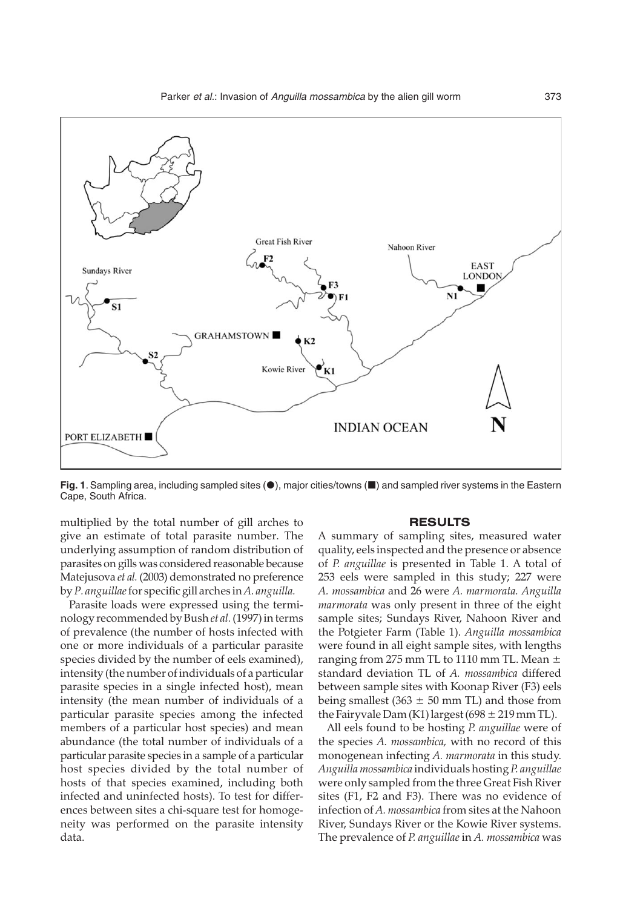**Fig. 1**. Sampling area, including sampled sites (●), major cities/towns (■) and sampled river systems in the Eastern Cape, South Africa.

multiplied by the total number of gill arches to give an estimate of total parasite number. The underlying assumption of random distribution of parasites on gills was considered reasonable because Matejusova *et al.* (2003) demonstrated no preference by *P. anguillae* for specific gill arches in *A. anguilla.*

Parasite loads were expressed using the terminology recommended by Bush *et al.* (1997) in terms of prevalence (the number of hosts infected with one or more individuals of a particular parasite species divided by the number of eels examined), intensity (the number of individuals of a particular parasite species in a single infected host), mean intensity (the mean number of individuals of a particular parasite species among the infected members of a particular host species) and mean abundance (the total number of individuals of a particular parasite species in a sample of a particular host species divided by the total number of hosts of that species examined, including both infected and uninfected hosts). To test for differences between sites a chi-square test for homogeneity was performed on the parasite intensity data.

## RESULTS

A summary of sampling sites, measured water quality, eels inspected and the presence or absence of *P. anguillae* is presented in Table 1. A total of 253 eels were sampled in this study; 227 were *A. mossambica* and 26 were *A. marmorata. Anguilla marmorata* was only present in three of the eight sample sites; Sundays River, Nahoon River and the Potgieter Farm (Table 1). *Anguilla mossambica* were found in all eight sample sites, with lengths ranging from 275 mm TL to 1110 mm TL. Mean ± standard deviation TL of *A. mossambica* differed between sample sites with Koonap River (F3) eels being smallest (363 ± 50 mm TL) and those from the Fairyvale Dam (K1) largest (698 ± 219 mm TL).

All eels found to be hosting *P. anguillae* were of the species *A. mossambica,* with no record of this monogenean infecting *A. marmorata* in this study. *Anguilla mossambica* individuals hosting *P. anguillae* were only sampled from the three Great Fish River sites (F1, F2 and F3). There was no evidence of infection of *A. mossambica* from sites at the Nahoon River, Sundays River or the Kowie River systems. The prevalence of *P. anguillae* in *A. mossambica* was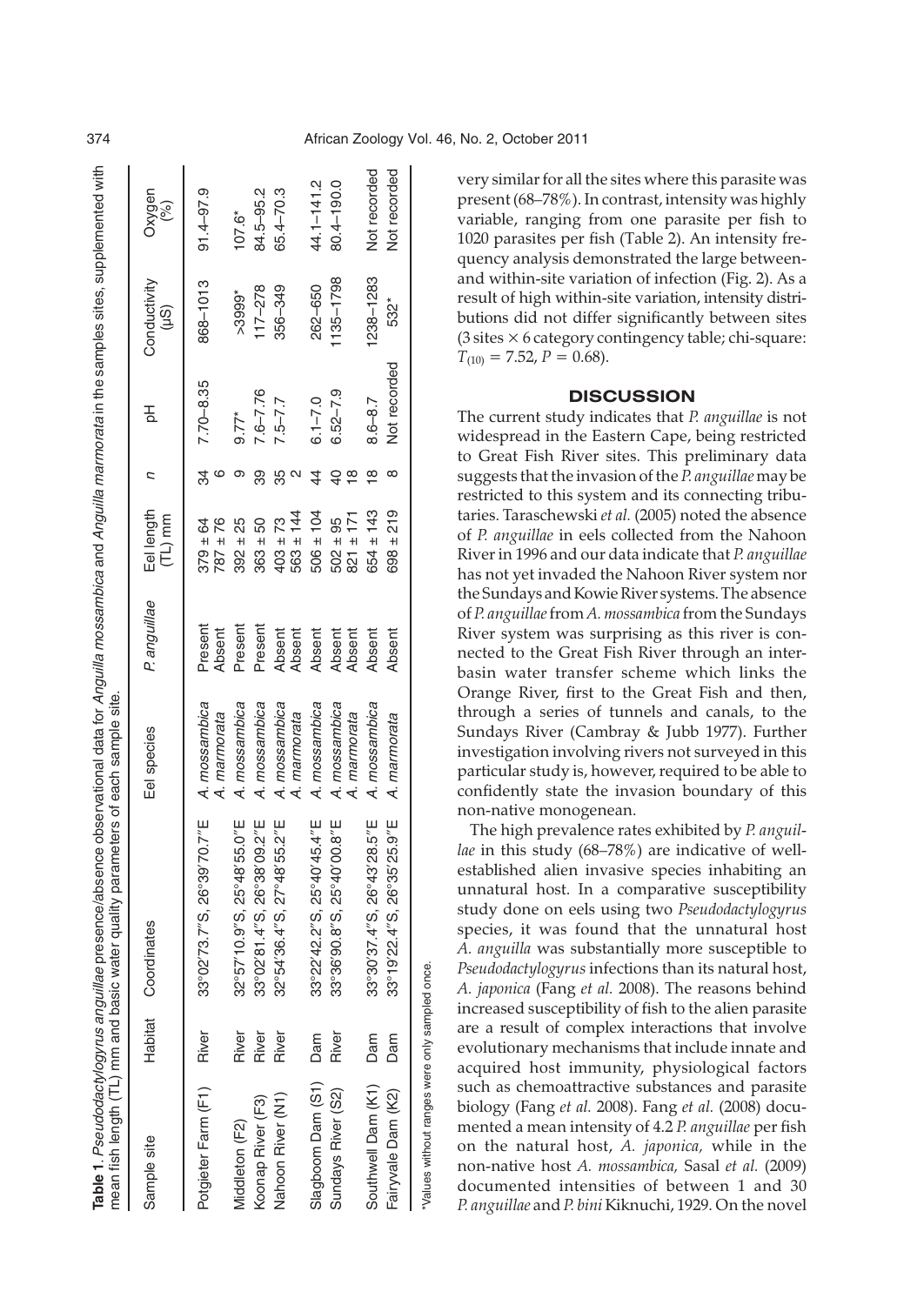**Table 1**. *Pseudodactylogyrus anguillae* presence/absence observational data for *Anguilla mossambica* and *Anguilla marmorata* in the samples sites, supplemented with mean fish length (TL) mm and basic water quality parameters of each sample site.

| Sample site | Habitat | Coordinates | Eel species | *P. anguillae* | Eel length (TL) mm | *n* | pH | Conductivity (µS) | Oxygen (%) |
|---|---|---|---|---|---|---|---|---|---|
| Potgieter Farm (F1) | River | 33°02′73.7″S, 26°39′70.7″E | *A. mossambica* | Present | 379 ± 64 | 34 | 7.70–8.35 | 868–1013 | 91.4–97.9 |
| | | | *A. marmorata* | Absent | 787 ± 76 | 6 | | | |
| Middleton (F2) | River | 32°57′10.9″S, 25°48′55.0″E | *A. mossambica* | Present | 392 ± 25 | 9 | 9.77* | >3999* | 107.6* |
| Koonap River (F3) | River | 33°02′81.4″S, 26°38′09.2″E | *A. mossambica* | Present | 363 ± 50 | 39 | 7.6–7.76 | 117–278 | 84.5–95.2 |
| Nahoon River (N1) | River | 32°54′36.4″S, 27°48′55.2″E | *A. mossambica* | Absent | 403 ± 73 | 35 | 7.5–7.7 | 356–349 | 65.4–70.3 |
| | | | *A. marmorata* | Absent | 563 ± 144 | 2 | | | |
| Slagboom Dam (S1) | Dam | 33°22′42.2″S, 25°40′45.4″E | *A. mossambica* | Absent | 506 ± 104 | 44 | 6.1–7.0 | 262–650 | 44.1–141.2 |
| Sundays River (S2) | River | 33°36′90.8″S, 25°40′00.8″E | *A. mossambica* | Absent | 502 ± 95 | 40 | 6.52–7.9 | 1135–1798 | 80.4–190.0 |
| | | | *A. marmorata* | Absent | 821 ± 171 | 18 | | | |
| Southwell Dam (K1) | Dam | 33°30′37.4″S, 26°43′28.5″E | *A. mossambica* | Absent | 654 ± 143 | 18 | 8.6–8.7 | 1238–1283 | Not recorded |
| Fairyvale Dam (K2) | Dam | 33°19′22.4″S, 26°35′25.9″E | *A. marmorata* | Absent | 698 ± 219 | 8 | Not recorded | 532* | Not recorded |

*Values without ranges were only sampled once.

very similar for all the sites where this parasite was present (68–78%). In contrast, intensity was highly variable, ranging from one parasite per fish to 1020 parasites per fish (Table 2). An intensity frequency analysis demonstrated the large between- and within-site variation of infection (Fig. 2). As a result of high within-site variation, intensity distributions did not differ significantly between sites (3 sites × 6 category contingency table; chi-square: $T_{(10)} = 7.52$, $P = 0.68$).

## DISCUSSION

The current study indicates that *P. anguillae* is not widespread in the Eastern Cape, being restricted to Great Fish River sites. This preliminary data suggests that the invasion of the *P. anguillae* may be restricted to this system and its connecting tributaries. Taraschewski *et al.* (2005) noted the absence of *P. anguillae* in eels collected from the Nahoon River in 1996 and our data indicate that *P. anguillae* has not yet invaded the Nahoon River system nor the Sundays and Kowie River systems. The absence of *P. anguillae* from *A. mossambica* from the Sundays River system was surprising as this river is connected to the Great Fish River through an inter-basin water transfer scheme which links the Orange River, first to the Great Fish and then, through a series of tunnels and canals, to the Sundays River (Cambray & Jubb 1977). Further investigation involving rivers not surveyed in this particular study is, however, required to be able to confidently state the invasion boundary of this non-native monogenean.

The high prevalence rates exhibited by *P. anguillae* in this study (68–78%) are indicative of well-established alien invasive species inhabiting an unnatural host. In a comparative susceptibility study done on eels using two *Pseudodactylogyrus* species, it was found that the unnatural host *A. anguilla* was substantially more susceptible to *Pseudodactylogyrus* infections than its natural host, *A. japonica* (Fang *et al.* 2008). The reasons behind increased susceptibility of fish to the alien parasite are a result of complex interactions that involve evolutionary mechanisms that include innate and acquired host immunity, physiological factors such as chemoattractive substances and parasite biology (Fang *et al.* 2008). Fang *et al.* (2008) documented a mean intensity of 4.2 *P. anguillae* per fish on the natural host, *A. japonica,* while in the non-native host *A. mossambica,* Sasal *et al.* (2009) documented intensities of between 1 and 30 *P. anguillae* and *P. bini* Kiknuchi, 1929. On the novel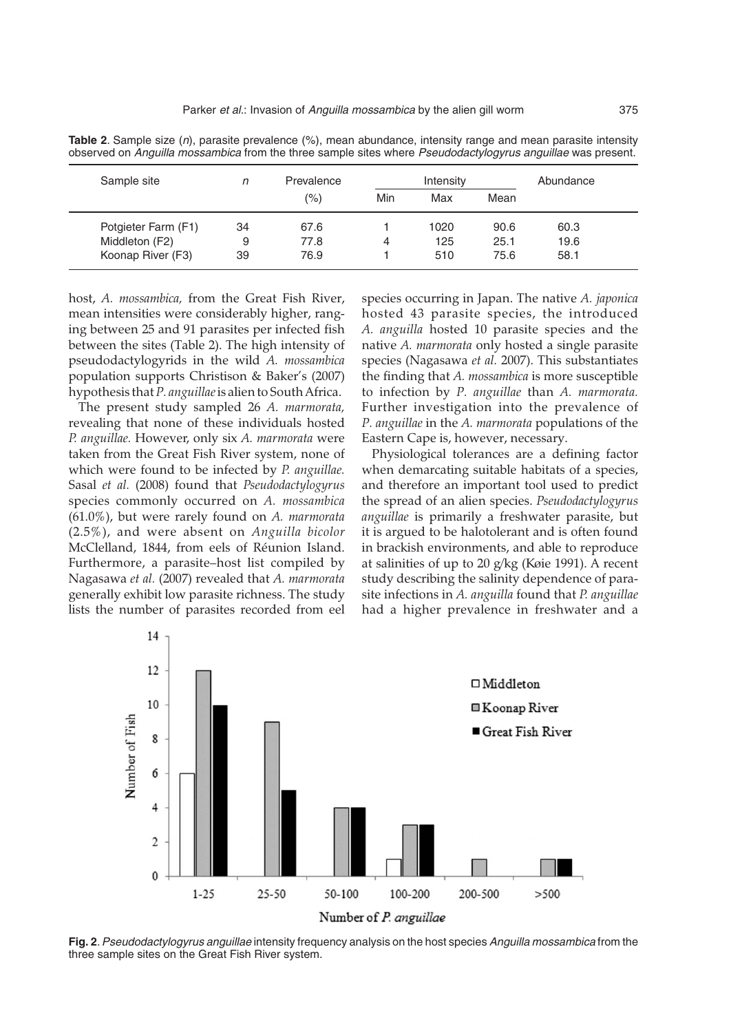**Table 2**. Sample size (*n*), parasite prevalence (%), mean abundance, intensity range and mean parasite intensity observed on *Anguilla mossambica* from the three sample sites where *Pseudodactylogyrus anguillae* was present.

| Sample site | *n* | Prevalence (%) | Intensity | | | Abundance |
|---|---|---|---|---|---|---|
| | | | Min | Max | Mean | |
| Potgieter Farm (F1) | 34 | 67.6 | 1 | 1020 | 90.6 | 60.3 |
| Middleton (F2) | 9 | 77.8 | 4 | 125 | 25.1 | 19.6 |
| Koonap River (F3) | 39 | 76.9 | 1 | 510 | 75.6 | 58.1 |

host, *A. mossambica,* from the Great Fish River, mean intensities were considerably higher, ranging between 25 and 91 parasites per infected fish between the sites (Table 2). The high intensity of pseudodactylogyrids in the wild *A. mossambica* population supports Christison & Baker's (2007) hypothesis that *P. anguillae* is alien to South Africa.

The present study sampled 26 *A. marmorata,* revealing that none of these individuals hosted *P. anguillae.* However, only six *A. marmorata* were taken from the Great Fish River system, none of which were found to be infected by *P. anguillae.* Sasal *et al.* (2008) found that *Pseudodactylogyrus* species commonly occurred on *A. mossambica* (61.0%), but were rarely found on *A. marmorata* (2.5%), and were absent on *Anguilla bicolor* McClelland, 1844, from eels of Réunion Island. Furthermore, a parasite–host list compiled by Nagasawa *et al.* (2007) revealed that *A. marmorata* generally exhibit low parasite richness. The study lists the number of parasites recorded from eel species occurring in Japan. The native *A. japonica* hosted 43 parasite species, the introduced *A. anguilla* hosted 10 parasite species and the native *A. marmorata* only hosted a single parasite species (Nagasawa *et al.* 2007). This substantiates the finding that *A. mossambica* is more susceptible to infection by *P. anguillae* than *A. marmorata.* Further investigation into the prevalence of *P. anguillae* in the *A. marmorata* populations of the Eastern Cape is, however, necessary.

Physiological tolerances are a defining factor when demarcating suitable habitats of a species, and therefore an important tool used to predict the spread of an alien species. *Pseudodactylogyrus anguillae* is primarily a freshwater parasite, but it is argued to be halotolerant and is often found in brackish environments, and able to reproduce at salinities of up to 20 g/kg (Køie 1991). A recent study describing the salinity dependence of parasite infections in *A. anguilla* found that *P. anguillae* had a higher prevalence in freshwater and a

**Fig. 2**. *Pseudodactylogyrus anguillae* intensity frequency analysis on the host species *Anguilla mossambica* from the three sample sites on the Great Fish River system.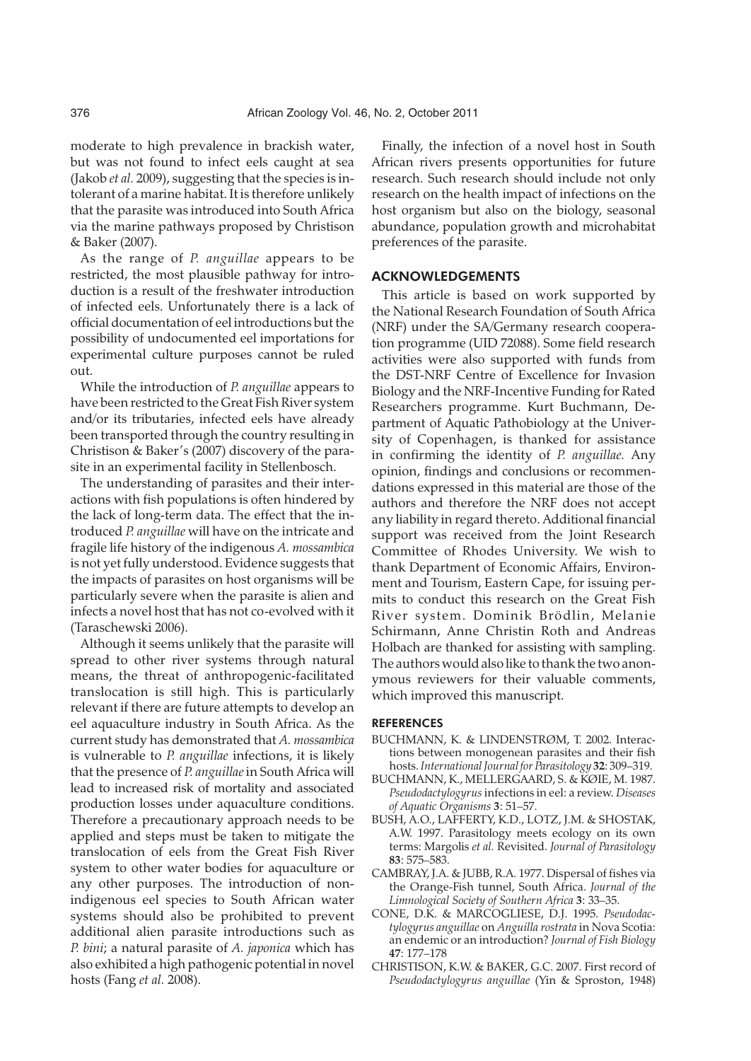moderate to high prevalence in brackish water, but was not found to infect eels caught at sea (Jakob *et al.* 2009), suggesting that the species is intolerant of a marine habitat. It is therefore unlikely that the parasite was introduced into South Africa via the marine pathways proposed by Christison & Baker (2007).

As the range of *P. anguillae* appears to be restricted, the most plausible pathway for introduction is a result of the freshwater introduction of infected eels. Unfortunately there is a lack of official documentation of eel introductions but the possibility of undocumented eel importations for experimental culture purposes cannot be ruled out.

While the introduction of *P. anguillae* appears to have been restricted to the Great Fish River system and/or its tributaries, infected eels have already been transported through the country resulting in Christison & Baker's (2007) discovery of the parasite in an experimental facility in Stellenbosch.

The understanding of parasites and their interactions with fish populations is often hindered by the lack of long-term data. The effect that the introduced *P. anguillae* will have on the intricate and fragile life history of the indigenous *A. mossambica* is not yet fully understood. Evidence suggests that the impacts of parasites on host organisms will be particularly severe when the parasite is alien and infects a novel host that has not co-evolved with it (Taraschewski 2006).

Although it seems unlikely that the parasite will spread to other river systems through natural means, the threat of anthropogenic-facilitated translocation is still high. This is particularly relevant if there are future attempts to develop an eel aquaculture industry in South Africa. As the current study has demonstrated that *A. mossambica* is vulnerable to *P. anguillae* infections, it is likely that the presence of *P. anguillae* in South Africa will lead to increased risk of mortality and associated production losses under aquaculture conditions. Therefore a precautionary approach needs to be applied and steps must be taken to mitigate the translocation of eels from the Great Fish River system to other water bodies for aquaculture or any other purposes. The introduction of non-indigenous eel species to South African water systems should also be prohibited to prevent additional alien parasite introductions such as *P. bini*; a natural parasite of *A. japonica* which has also exhibited a high pathogenic potential in novel hosts (Fang *et al.* 2008).

Finally, the infection of a novel host in South African rivers presents opportunities for future research. Such research should include not only research on the health impact of infections on the host organism but also on the biology, seasonal abundance, population growth and microhabitat preferences of the parasite.

## ACKNOWLEDGEMENTS

This article is based on work supported by the National Research Foundation of South Africa (NRF) under the SA/Germany research cooperation programme (UID 72088). Some field research activities were also supported with funds from the DST-NRF Centre of Excellence for Invasion Biology and the NRF-Incentive Funding for Rated Researchers programme. Kurt Buchmann, Department of Aquatic Pathobiology at the University of Copenhagen, is thanked for assistance in confirming the identity of *P. anguillae.* Any opinion, findings and conclusions or recommendations expressed in this material are those of the authors and therefore the NRF does not accept any liability in regard thereto. Additional financial support was received from the Joint Research Committee of Rhodes University. We wish to thank Department of Economic Affairs, Environment and Tourism, Eastern Cape, for issuing permits to conduct this research on the Great Fish River system. Dominik Brödlin, Melanie Schirmann, Anne Christin Roth and Andreas Holbach are thanked for assisting with sampling. The authors would also like to thank the two anonymous reviewers for their valuable comments, which improved this manuscript.

## REFERENCES

BUCHMANN, K. & LINDENSTRØM, T. 2002. Interactions between monogenean parasites and their fish hosts. *International Journal for Parasitology* **32**: 309–319.

BUCHMANN, K., MELLERGAARD, S. & KØIE, M. 1987. *Pseudodactylogyrus* infections in eel: a review. *Diseases of Aquatic Organisms* **3**: 51–57.

BUSH, A.O., LAFFERTY, K.D., LOTZ, J.M. & SHOSTAK, A.W. 1997. Parasitology meets ecology on its own terms: Margolis *et al.* Revisited. *Journal of Parasitology* **83**: 575–583.

CAMBRAY, J.A. & JUBB, R.A. 1977. Dispersal of fishes via the Orange-Fish tunnel, South Africa. *Journal of the Limnological Society of Southern Africa* **3**: 33–35.

CONE, D.K. & MARCOGLIESE, D.J. 1995. *Pseudodactylogyrus anguillae* on *Anguilla rostrata* in Nova Scotia: an endemic or an introduction? *Journal of Fish Biology* **47**: 177–178

CHRISTISON, K.W. & BAKER, G.C. 2007. First record of *Pseudodactylogyrus anguillae* (Yin & Sproston, 1948)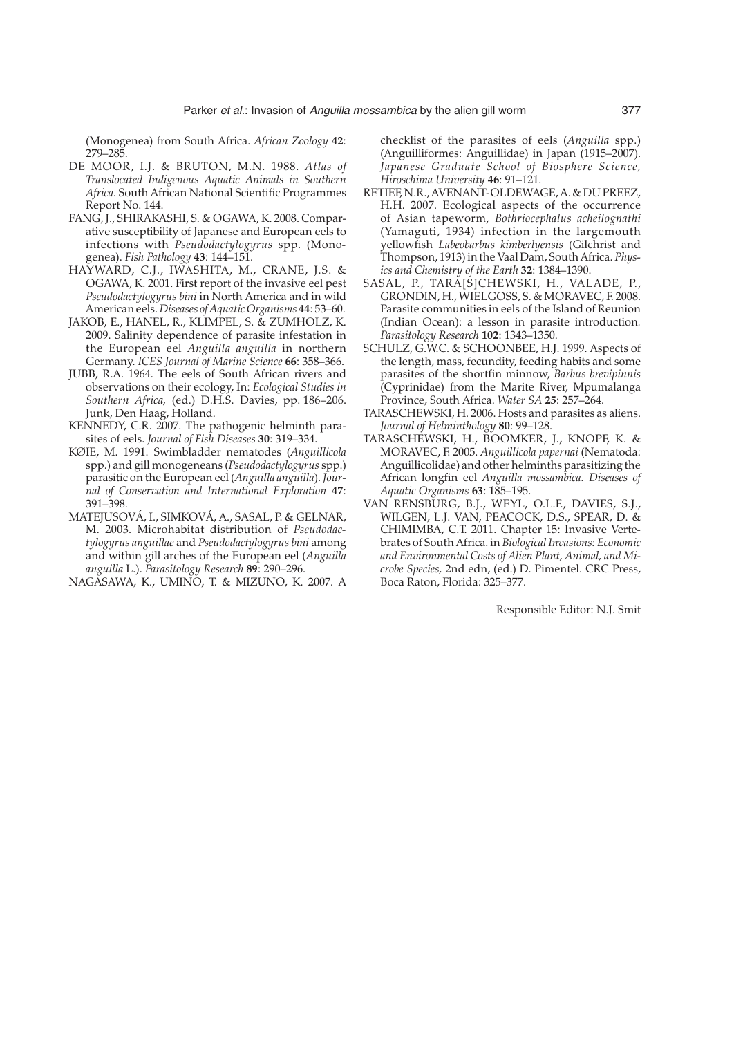(Monogenea) from South Africa. *African Zoology* **42**: 279–285.

DE MOOR, I.J. & BRUTON, M.N. 1988. *Atlas of Translocated Indigenous Aquatic Animals in Southern Africa.* South African National Scientific Programmes Report No. 144.

FANG, J., SHIRAKASHI, S. & OGAWA, K. 2008. Comparative susceptibility of Japanese and European eels to infections with *Pseudodactylogyrus* spp. (Monogenea). *Fish Pathology* **43**: 144–151.

HAYWARD, C.J., IWASHITA, M., CRANE, J.S. & OGAWA, K. 2001. First report of the invasive eel pest *Pseudodactylogyrus bini* in North America and in wild American eels. *Diseases of Aquatic Organisms* **44**: 53–60.

JAKOB, E., HANEL, R., KLIMPEL, S. & ZUMHOLZ, K. 2009. Salinity dependence of parasite infestation in the European eel *Anguilla anguilla* in northern Germany. *ICES Journal of Marine Science* **66**: 358–366.

JUBB, R.A. 1964. The eels of South African rivers and observations on their ecology, In: *Ecological Studies in Southern Africa,* (ed.) D.H.S. Davies, pp. 186–206. Junk, Den Haag, Holland.

KENNEDY, C.R. 2007. The pathogenic helminth parasites of eels. *Journal of Fish Diseases* **30**: 319–334.

KØIE, M. 1991. Swimbladder nematodes (*Anguillicola* spp.) and gill monogeneans (*Pseudodactylogyrus* spp.) parasitic on the European eel (*Anguilla anguilla*). *Journal of Conservation and International Exploration* **47**: 391–398.

MATEJUSOVÁ, I., SIMKOVÁ, A., SASAL, P. & GELNAR, M. 2003. Microhabitat distribution of *Pseudodactylogyrus anguillae* and *Pseudodactylogyrus bini* among and within gill arches of the European eel (*Anguilla anguilla* L.). *Parasitology Research* **89**: 290–296.

NAGASAWA, K., UMINO, T. & MIZUNO, K. 2007. A checklist of the parasites of eels (*Anguilla* spp.) (Anguilliformes: Anguillidae) in Japan (1915–2007). *Japanese Graduate School of Biosphere Science, Hiroschima University* **46**: 91–121.

RETIEF, N.R., AVENANT-OLDEWAGE, A. & DU PREEZ, H.H. 2007. Ecological aspects of the occurrence of Asian tapeworm, *Bothriocephalus acheilognathi* (Yamaguti, 1934) infection in the largemouth yellowfish *Labeobarbus kimberlyensis* (Gilchrist and Thompson, 1913) in the Vaal Dam, South Africa. *Physics and Chemistry of the Earth* **32**: 1384–1390.

SASAL, P., TARA[S]CHEWSKI, H., VALADE, P., GRONDIN, H., WIELGOSS, S. & MORAVEC, F. 2008. Parasite communities in eels of the Island of Reunion (Indian Ocean): a lesson in parasite introduction. *Parasitology Research* **102**: 1343–1350.

SCHULZ, G.W.C. & SCHOONBEE, H.J. 1999. Aspects of the length, mass, fecundity, feeding habits and some parasites of the shortfin minnow, *Barbus brevipinnis* (Cyprinidae) from the Marite River, Mpumalanga Province, South Africa. *Water SA* **25**: 257–264.

TARASCHEWSKI, H. 2006. Hosts and parasites as aliens. *Journal of Helminthology* **80**: 99–128.

TARASCHEWSKI, H., BOOMKER, J., KNOPF, K. & MORAVEC, F. 2005. *Anguillicola papernai* (Nematoda: Anguillicolidae) and other helminths parasitizing the African longfin eel *Anguilla mossambica. Diseases of Aquatic Organisms* **63**: 185–195.

VAN RENSBURG, B.J., WEYL, O.L.F., DAVIES, S.J., WILGEN, L.J. VAN, PEACOCK, D.S., SPEAR, D. & CHIMIMBA, C.T. 2011. Chapter 15: Invasive Vertebrates of South Africa. in *Biological Invasions: Economic and Environmental Costs of Alien Plant, Animal, and Microbe Species,* 2nd edn, (ed.) D. Pimentel. CRC Press, Boca Raton, Florida: 325–377.

Responsible Editor: N.J. Smit